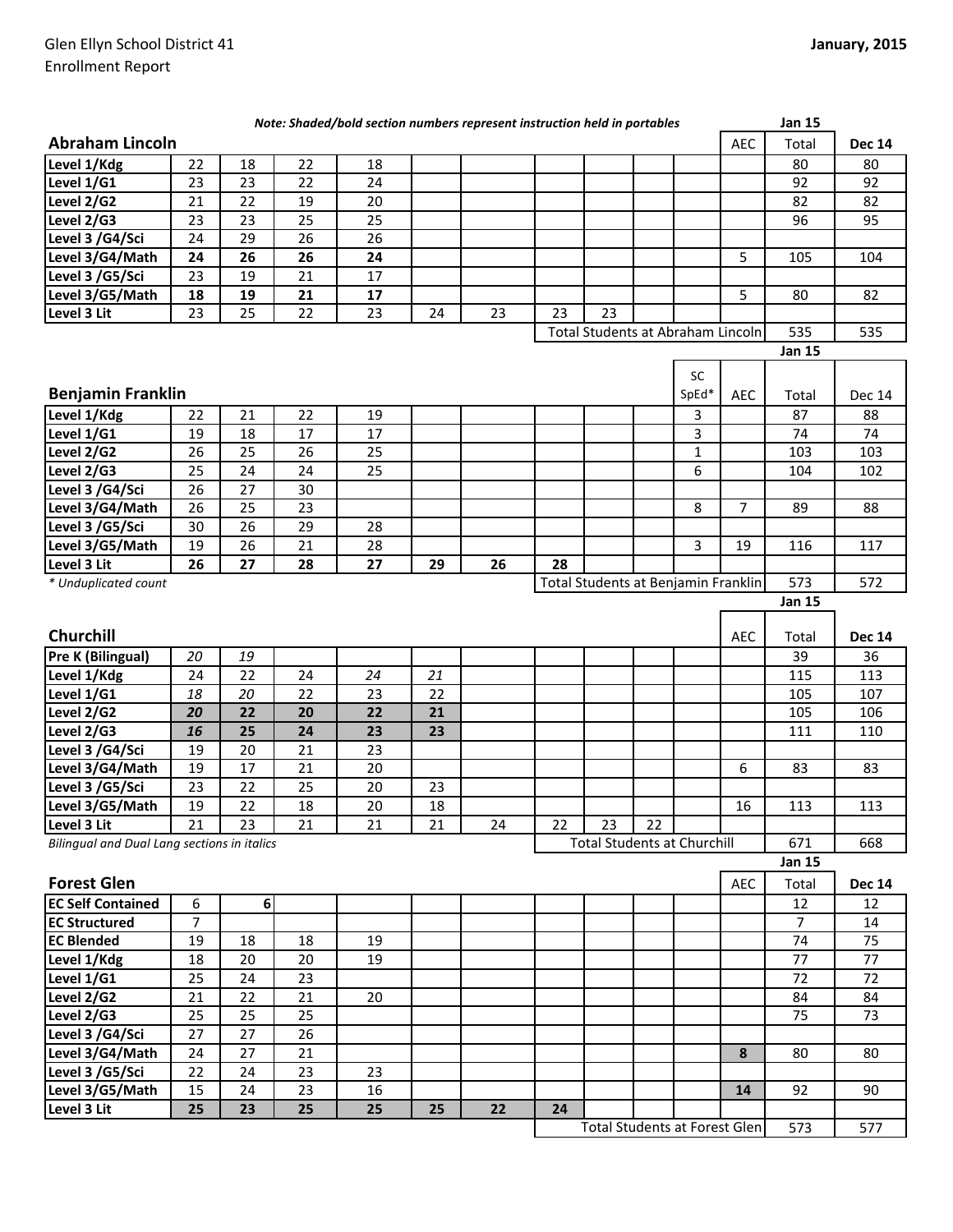Glen Ellyn School District 41
Enrollment Report

January, 2015

*Note: Shaded/bold section numbers represent instruction held in portables*

## Abraham Lincoln

| Abraham Lincoln | | | | | | | | | | | AEC | Jan 15 Total | Dec 14 |
|---|---|---|---|---|---|---|---|---|---|---|---|---|---|
| Level 1/Kdg | 22 | 18 | 22 | 18 | | | | | | | | 80 | 80 |
| Level 1/G1 | 23 | 23 | 22 | 24 | | | | | | | | 92 | 92 |
| Level 2/G2 | 21 | 22 | 19 | 20 | | | | | | | | 82 | 82 |
| Level 2/G3 | 23 | 23 | 25 | 25 | | | | | | | | 96 | 95 |
| Level 3 /G4/Sci | 24 | 29 | 26 | 26 | | | | | | | | | |
| Level 3/G4/Math | **24** | **26** | **26** | **24** | | | | | | | 5 | 105 | 104 |
| Level 3 /G5/Sci | 23 | 19 | 21 | 17 | | | | | | | | | |
| Level 3/G5/Math | **18** | **19** | **21** | **17** | | | | | | | 5 | 80 | 82 |
| Level 3 Lit | 23 | 25 | 22 | 23 | 24 | 23 | 23 | 23 | | | | | |
| | | | | | | | Total Students at Abraham Lincoln | | | | | 535 | 535 |

## Benjamin Franklin

| Benjamin Franklin | | | | | | | | | | SC SpEd* | AEC | Jan 15 Total | Dec 14 |
|---|---|---|---|---|---|---|---|---|---|---|---|---|---|
| Level 1/Kdg | 22 | 21 | 22 | 19 | | | | | | 3 | | 87 | 88 |
| Level 1/G1 | 19 | 18 | 17 | 17 | | | | | | 3 | | 74 | 74 |
| Level 2/G2 | 26 | 25 | 26 | 25 | | | | | | 1 | | 103 | 103 |
| Level 2/G3 | 25 | 24 | 24 | 25 | | | | | | 6 | | 104 | 102 |
| Level 3 /G4/Sci | 26 | 27 | 30 | | | | | | | | | | |
| Level 3/G4/Math | 26 | 25 | 23 | | | | | | | 8 | 7 | 89 | 88 |
| Level 3 /G5/Sci | 30 | 26 | 29 | 28 | | | | | | | | | |
| Level 3/G5/Math | 19 | 26 | 21 | 28 | | | | | | 3 | 19 | 116 | 117 |
| Level 3 Lit | **26** | **27** | **28** | **27** | **29** | **26** | **28** | | | | | | |
| | | | | | | | Total Students at Benjamin Franklin | | | | | 573 | 572 |

*\* Unduplicated count*

## Churchill

| Churchill | | | | | | | | | | | AEC | Jan 15 Total | Dec 14 |
|---|---|---|---|---|---|---|---|---|---|---|---|---|---|
| Pre K (Bilingual) | *20* | *19* | | | | | | | | | | 39 | 36 |
| Level 1/Kdg | 24 | 22 | 24 | *24* | *21* | | | | | | | 115 | 113 |
| Level 1/G1 | *18* | *20* | 22 | 23 | 22 | | | | | | | 105 | 107 |
| Level 2/G2 | ***20*** | **22** | **20** | **22** | **21** | | | | | | | 105 | 106 |
| Level 2/G3 | ***16*** | **25** | **24** | **23** | **23** | | | | | | | 111 | 110 |
| Level 3 /G4/Sci | 19 | 20 | 21 | 23 | | | | | | | | | |
| Level 3/G4/Math | 19 | 17 | 21 | 20 | | | | | | | 6 | 83 | 83 |
| Level 3 /G5/Sci | 23 | 22 | 25 | 20 | 23 | | | | | | | | |
| Level 3/G5/Math | 19 | 22 | 18 | 20 | 18 | | | | | | 16 | 113 | 113 |
| Level 3 Lit | 21 | 23 | 21 | 21 | 21 | 24 | 22 | 23 | 22 | | | | |
| | | | | | | | Total Students at Churchill | | | | | 671 | 668 |

*Bilingual and Dual Lang sections in italics*

## Forest Glen

| Forest Glen | | | | | | | | | | | AEC | Jan 15 Total | Dec 14 |
|---|---|---|---|---|---|---|---|---|---|---|---|---|---|
| EC Self Contained | 6 | 6 | | | | | | | | | | 12 | 12 |
| EC Structured | 7 | | | | | | | | | | | 7 | 14 |
| EC Blended | 19 | 18 | 18 | 19 | | | | | | | | 74 | 75 |
| Level 1/Kdg | 18 | 20 | 20 | 19 | | | | | | | | 77 | 77 |
| Level 1/G1 | 25 | 24 | 23 | | | | | | | | | 72 | 72 |
| Level 2/G2 | 21 | 22 | 21 | 20 | | | | | | | | 84 | 84 |
| Level 2/G3 | 25 | 25 | 25 | | | | | | | | | 75 | 73 |
| Level 3 /G4/Sci | 27 | 27 | 26 | | | | | | | | | | |
| Level 3/G4/Math | 24 | 27 | 21 | | | | | | | | **8** | 80 | 80 |
| Level 3 /G5/Sci | 22 | 24 | 23 | 23 | | | | | | | | | |
| Level 3/G5/Math | 15 | 24 | 23 | 16 | | | | | | | **14** | 92 | 90 |
| Level 3 Lit | **25** | **23** | **25** | **25** | **25** | **22** | **24** | | | | | | |
| | | | | | | | Total Students at Forest Glen | | | | | 573 | 577 |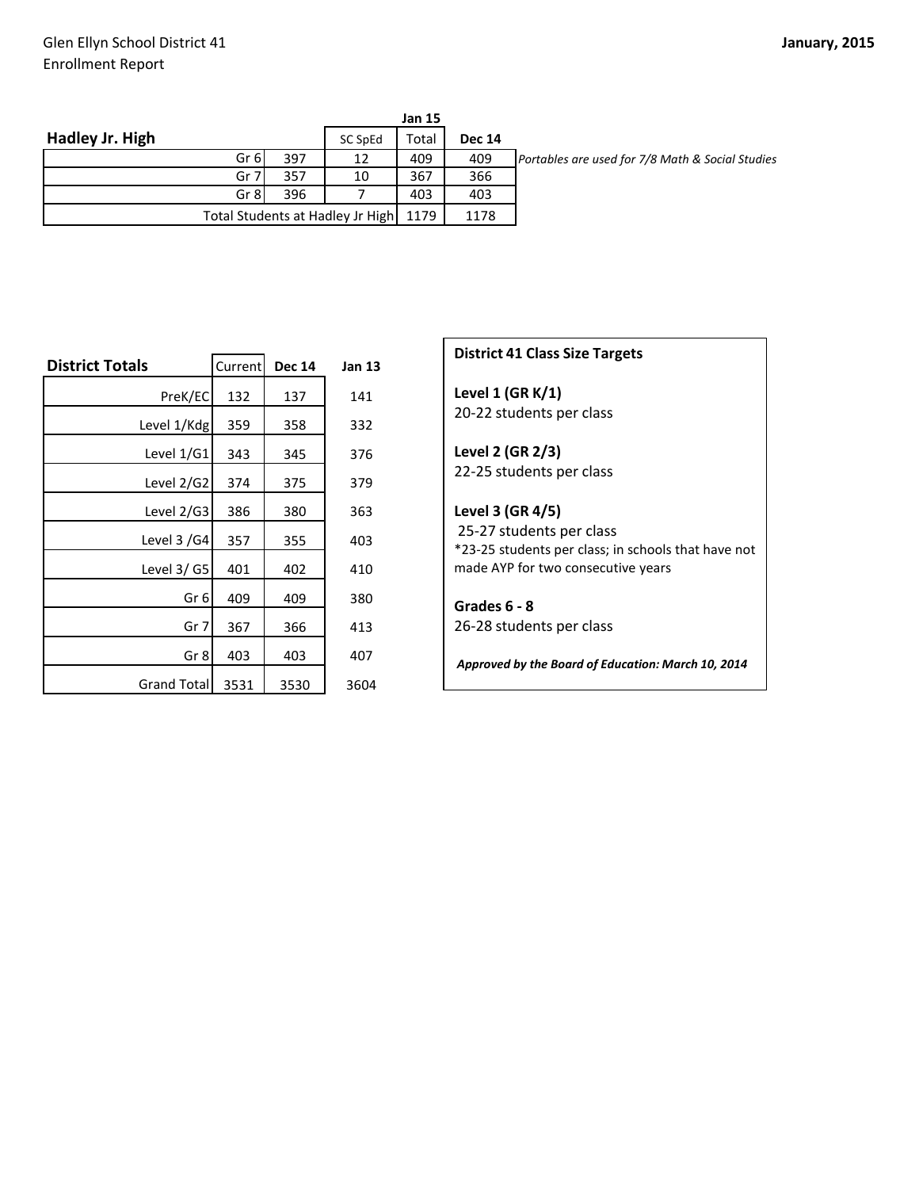Glen Ellyn School District 41
Enrollment Report

January, 2015

## Hadley Jr. High

| | | SC SpEd | Jan 15 Total | Dec 14 |
|---|---|---|---|---|
| Gr 6 | 397 | 12 | 409 | 409 |
| Gr 7 | 357 | 10 | 367 | 366 |
| Gr 8 | 396 | 7 | 403 | 403 |
| Total Students at Hadley Jr High | | | 1179 | 1178 |

*Portables are used for 7/8 Math & Social Studies*

## District Totals

| District Totals | Current | Dec 14 | Jan 13 |
|---|---|---|---|
| PreK/EC | 132 | 137 | 141 |
| Level 1/Kdg | 359 | 358 | 332 |
| Level 1/G1 | 343 | 345 | 376 |
| Level 2/G2 | 374 | 375 | 379 |
| Level 2/G3 | 386 | 380 | 363 |
| Level 3 /G4 | 357 | 355 | 403 |
| Level 3/ G5 | 401 | 402 | 410 |
| Gr 6 | 409 | 409 | 380 |
| Gr 7 | 367 | 366 | 413 |
| Gr 8 | 403 | 403 | 407 |
| Grand Total | 3531 | 3530 | 3604 |

**District 41 Class Size Targets**

**Level 1 (GR K/1)**
20-22 students per class

**Level 2 (GR 2/3)**
22-25 students per class

**Level 3 (GR 4/5)**
25-27 students per class
*23-25 students per class; in schools that have not made AYP for two consecutive years

**Grades 6 - 8**
26-28 students per class

***Approved by the Board of Education: March 10, 2014***